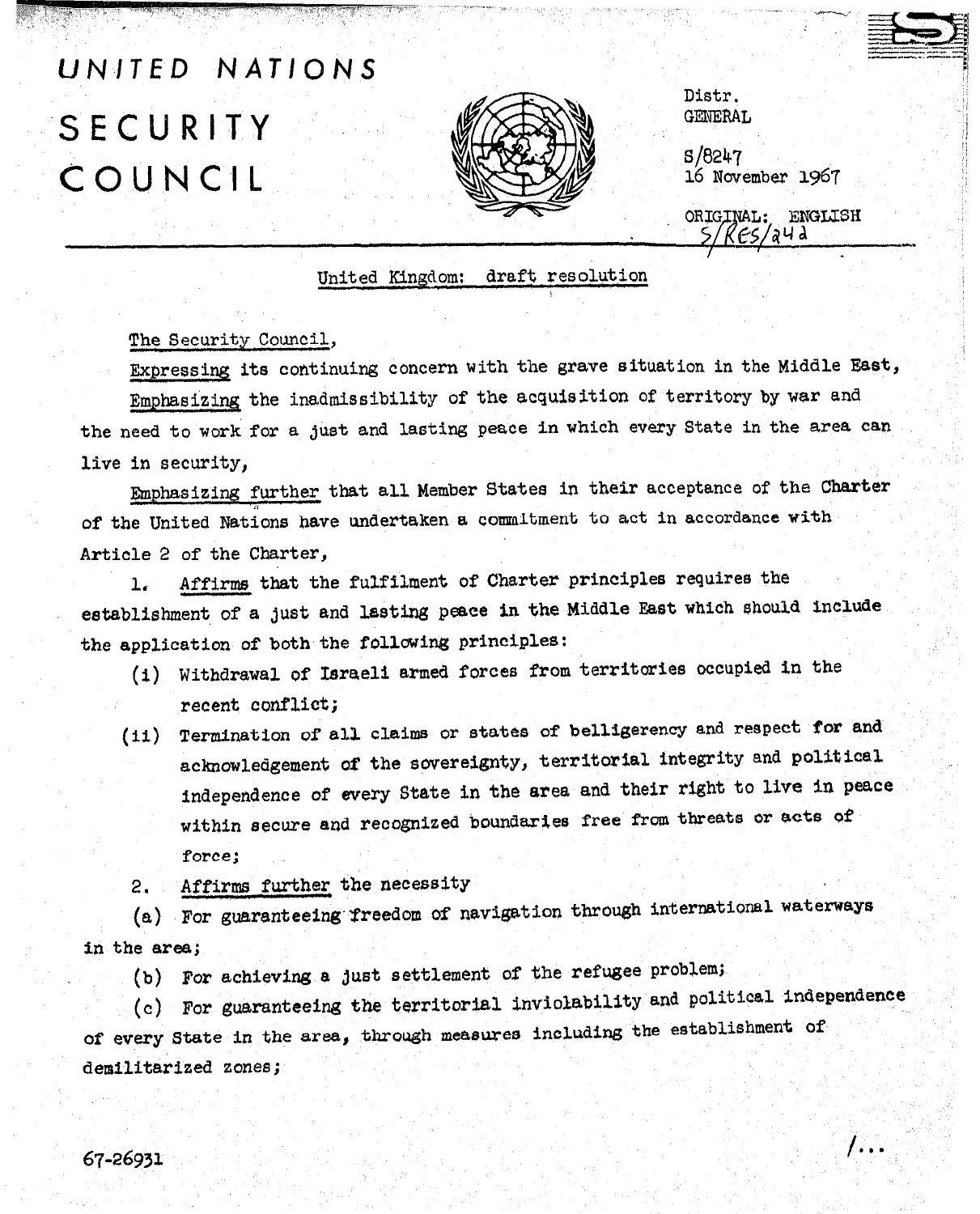# UNITED NATIONS

# SECURITY COUNCIL

Distr.
GENERAL

S/8247
16 November 1967

ORIGINAL: ENGLISH
S/RES/242

United Kingdom: draft resolution

The Security Council,

Expressing its continuing concern with the grave situation in the Middle East,

Emphasizing the inadmissibility of the acquisition of territory by war and the need to work for a just and lasting peace in which every State in the area can live in security,

Emphasizing further that all Member States in their acceptance of the Charter of the United Nations have undertaken a commitment to act in accordance with Article 2 of the Charter,

1. Affirms that the fulfilment of Charter principles requires the establishment of a just and lasting peace in the Middle East which should include the application of both the following principles:

   (i) Withdrawal of Israeli armed forces from territories occupied in the recent conflict;

   (ii) Termination of all claims or states of belligerency and respect for and acknowledgement of the sovereignty, territorial integrity and political independence of every State in the area and their right to live in peace within secure and recognized boundaries free from threats or acts of force;

2. Affirms further the necessity

   (a) For guaranteeing freedom of navigation through international waterways in the area;

   (b) For achieving a just settlement of the refugee problem;

   (c) For guaranteeing the territorial inviolability and political independence of every State in the area, through measures including the establishment of demilitarized zones;

67-26931

/...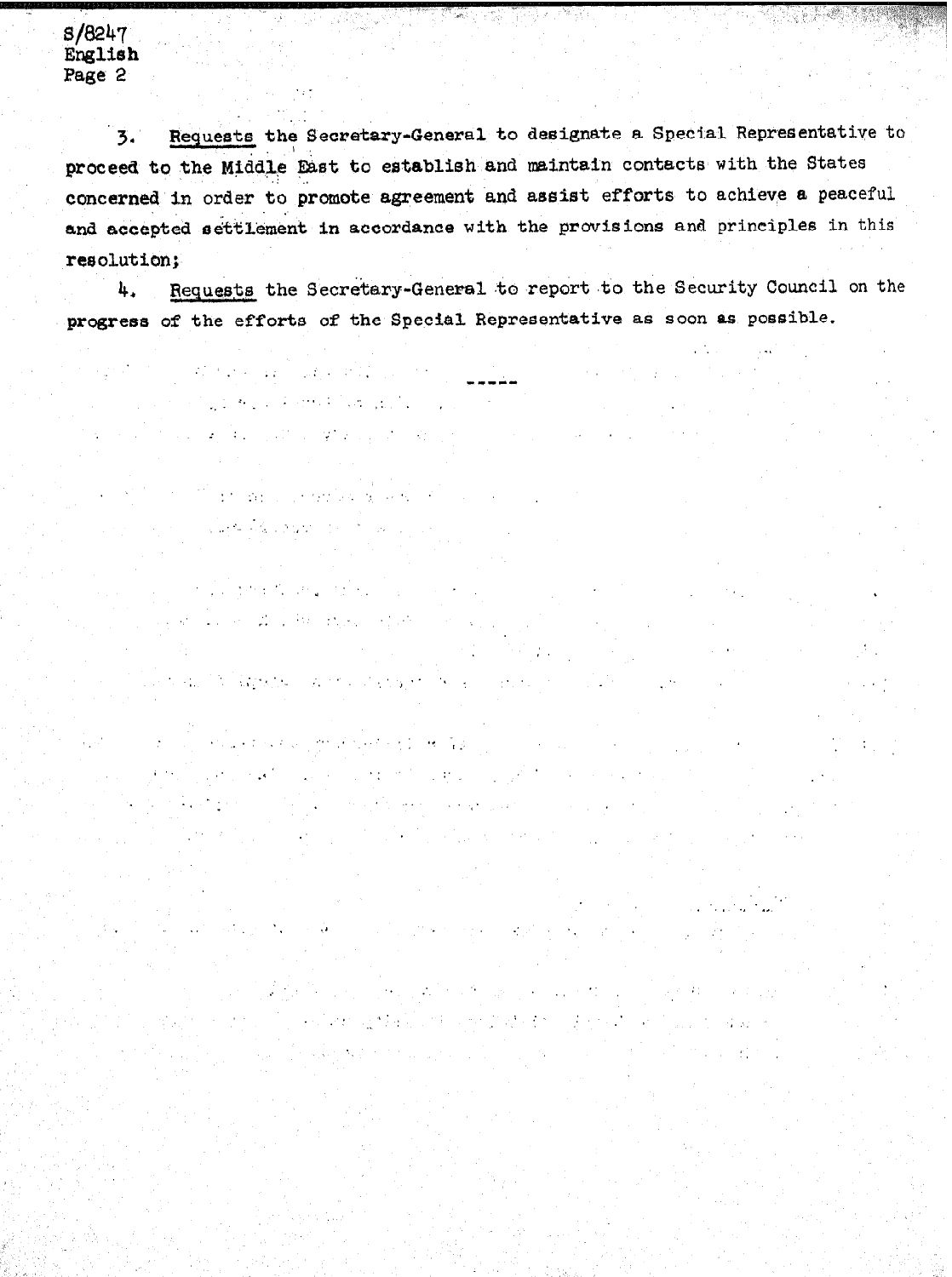3. <u>Requests</u> the Secretary-General to designate a Special Representative to proceed to the Middle East to establish and maintain contacts with the States concerned in order to promote agreement and assist efforts to achieve a peaceful and accepted settlement in accordance with the provisions and principles in this resolution;

4. <u>Requests</u> the Secretary-General to report to the Security Council on the progress of the efforts of the Special Representative as soon as possible.

-----